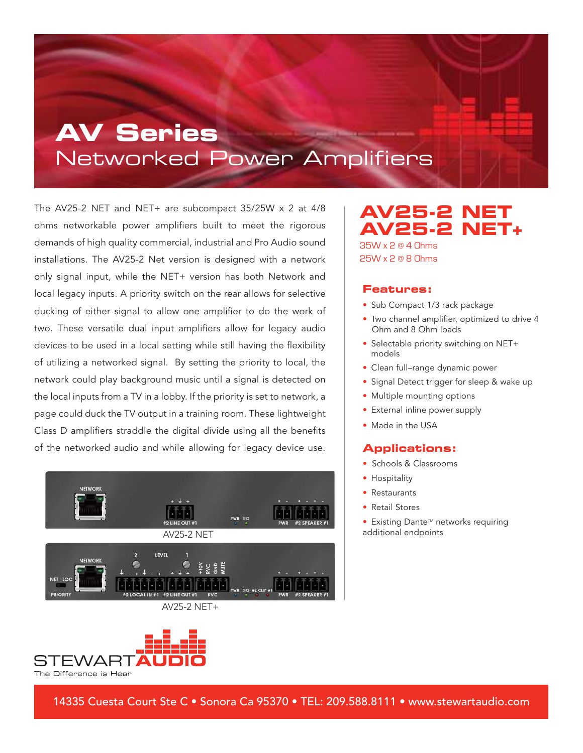# AV Series
## Networked Power Amplifiers

The AV25-2 NET and NET+ are subcompact 35/25W x 2 at 4/8 ohms networkable power amplifiers built to meet the rigorous demands of high quality commercial, industrial and Pro Audio sound installations. The AV25-2 Net version is designed with a network only signal input, while the NET+ version has both Network and local legacy inputs. A priority switch on the rear allows for selective ducking of either signal to allow one amplifier to do the work of two. These versatile dual input amplifiers allow for legacy audio devices to be used in a local setting while still having the flexibility of utilizing a networked signal. By setting the priority to local, the network could play background music until a signal is detected on the local inputs from a TV in a lobby. If the priority is set to network, a page could duck the TV output in a training room. These lightweight Class D amplifiers straddle the digital divide using all the benefits of the networked audio and while allowing for legacy device use.

AV25-2 NET

AV25-2 NET+

## AV25-2 NET
## AV25-2 NET+

35W x 2 @ 4 Ohms
25W x 2 @ 8 Ohms

### Features:

- Sub Compact 1/3 rack package
- Two channel amplifier, optimized to drive 4 Ohm and 8 Ohm loads
- Selectable priority switching on NET+ models
- Clean full–range dynamic power
- Signal Detect trigger for sleep & wake up
- Multiple mounting options
- External inline power supply
- Made in the USA

### Applications:

- Schools & Classrooms
- Hospitality
- Restaurants
- Retail Stores
- Existing Dante™ networks requiring additional endpoints

STEWART AUDIO
The Difference is Hear

14335 Cuesta Court Ste C • Sonora Ca 95370 • TEL: 209.588.8111 • www.stewartaudio.com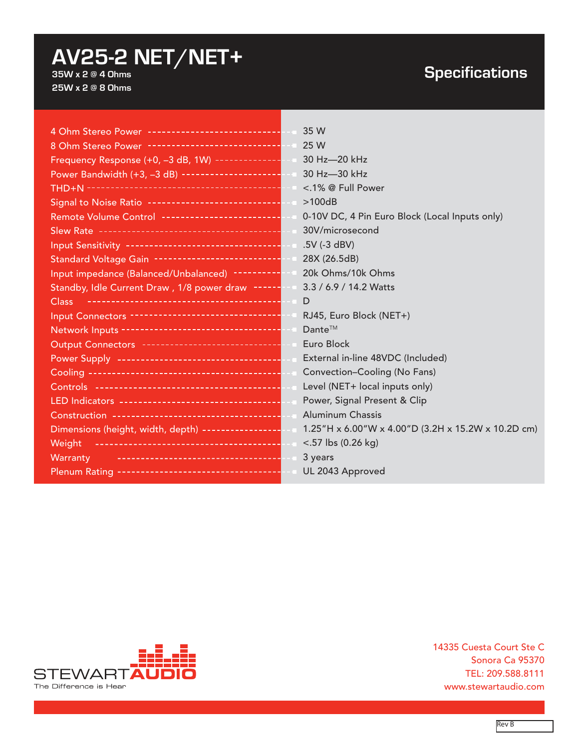# AV25-2 NET/NET+

**35W x 2 @ 4 Ohms**
**25W x 2 @ 8 Ohms**

## Specifications

| | |
|---|---|
| 4 Ohm Stereo Power | 35 W |
| 8 Ohm Stereo Power | 25 W |
| Frequency Response (+0, –3 dB, 1W) | 30 Hz—20 kHz |
| Power Bandwidth (+3, –3 dB) | 30 Hz—30 kHz |
| THD+N | <.1% @ Full Power |
| Signal to Noise Ratio | >100dB |
| Remote Volume Control | 0-10V DC, 4 Pin Euro Block (Local Inputs only) |
| Slew Rate | 30V/microsecond |
| Input Sensitivity | .5V (-3 dBV) |
| Standard Voltage Gain | 28X (26.5dB) |
| Input impedance (Balanced/Unbalanced) | 20k Ohms/10k Ohms |
| Standby, Idle Current Draw , 1/8 power draw | 3.3 / 6.9 / 14.2 Watts |
| Class | D |
| Input Connectors | RJ45, Euro Block (NET+) |
| Network Inputs | Dante™ |
| Output Connectors | Euro Block |
| Power Supply | External in-line 48VDC (Included) |
| Cooling | Convection–Cooling (No Fans) |
| Controls | Level (NET+ local inputs only) |
| LED Indicators | Power, Signal Present & Clip |
| Construction | Aluminum Chassis |
| Dimensions (height, width, depth) | 1.25"H x 6.00"W x 4.00"D (3.2H x 15.2W x 10.2D cm) |
| Weight | <.57 lbs (0.26 kg) |
| Warranty | 3 years |
| Plenum Rating | UL 2043 Approved |

STEWART AUDIO
The Difference is Hear

14335 Cuesta Court Ste C
Sonora Ca 95370
TEL: 209.588.8111
www.stewartaudio.com

Rev B